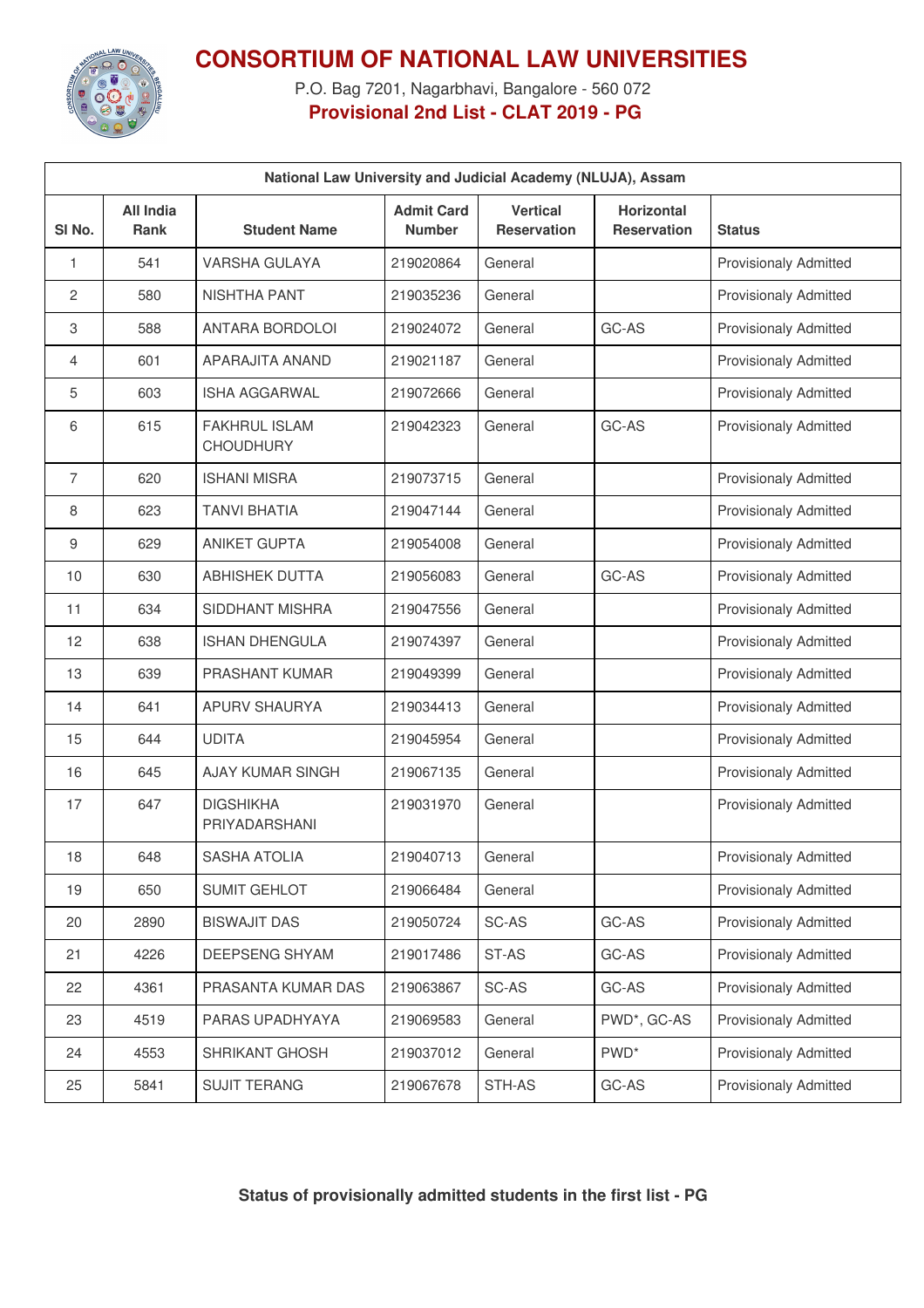# CONSORTIUM OF NATIONAL LAW UNIVERSITIES

P.O. Bag 7201, Nagarbhavi, Bangalore - 560 072

**Provisional 2nd List - CLAT 2019 - PG**

| National Law University and Judicial Academy (NLUJA), Assam | | | | | | |
|---|---|---|---|---|---|---|
| Sl No. | All India Rank | Student Name | Admit Card Number | Vertical Reservation | Horizontal Reservation | Status |
| 1 | 541 | VARSHA GULAYA | 219020864 | General | | Provisionaly Admitted |
| 2 | 580 | NISHTHA PANT | 219035236 | General | | Provisionaly Admitted |
| 3 | 588 | ANTARA BORDOLOI | 219024072 | General | GC-AS | Provisionaly Admitted |
| 4 | 601 | APARAJITA ANAND | 219021187 | General | | Provisionaly Admitted |
| 5 | 603 | ISHA AGGARWAL | 219072666 | General | | Provisionaly Admitted |
| 6 | 615 | FAKHRUL ISLAM CHOUDHURY | 219042323 | General | GC-AS | Provisionaly Admitted |
| 7 | 620 | ISHANI MISRA | 219073715 | General | | Provisionaly Admitted |
| 8 | 623 | TANVI BHATIA | 219047144 | General | | Provisionaly Admitted |
| 9 | 629 | ANIKET GUPTA | 219054008 | General | | Provisionaly Admitted |
| 10 | 630 | ABHISHEK DUTTA | 219056083 | General | GC-AS | Provisionaly Admitted |
| 11 | 634 | SIDDHANT MISHRA | 219047556 | General | | Provisionaly Admitted |
| 12 | 638 | ISHAN DHENGULA | 219074397 | General | | Provisionaly Admitted |
| 13 | 639 | PRASHANT KUMAR | 219049399 | General | | Provisionaly Admitted |
| 14 | 641 | APURV SHAURYA | 219034413 | General | | Provisionaly Admitted |
| 15 | 644 | UDITA | 219045954 | General | | Provisionaly Admitted |
| 16 | 645 | AJAY KUMAR SINGH | 219067135 | General | | Provisionaly Admitted |
| 17 | 647 | DIGSHIKHA PRIYADARSHANI | 219031970 | General | | Provisionaly Admitted |
| 18 | 648 | SASHA ATOLIA | 219040713 | General | | Provisionaly Admitted |
| 19 | 650 | SUMIT GEHLOT | 219066484 | General | | Provisionaly Admitted |
| 20 | 2890 | BISWAJIT DAS | 219050724 | SC-AS | GC-AS | Provisionaly Admitted |
| 21 | 4226 | DEEPSENG SHYAM | 219017486 | ST-AS | GC-AS | Provisionaly Admitted |
| 22 | 4361 | PRASANTA KUMAR DAS | 219063867 | SC-AS | GC-AS | Provisionaly Admitted |
| 23 | 4519 | PARAS UPADHYAYA | 219069583 | General | PWD*, GC-AS | Provisionaly Admitted |
| 24 | 4553 | SHRIKANT GHOSH | 219037012 | General | PWD* | Provisionaly Admitted |
| 25 | 5841 | SUJIT TERANG | 219067678 | STH-AS | GC-AS | Provisionaly Admitted |

**Status of provisionally admitted students in the first list - PG**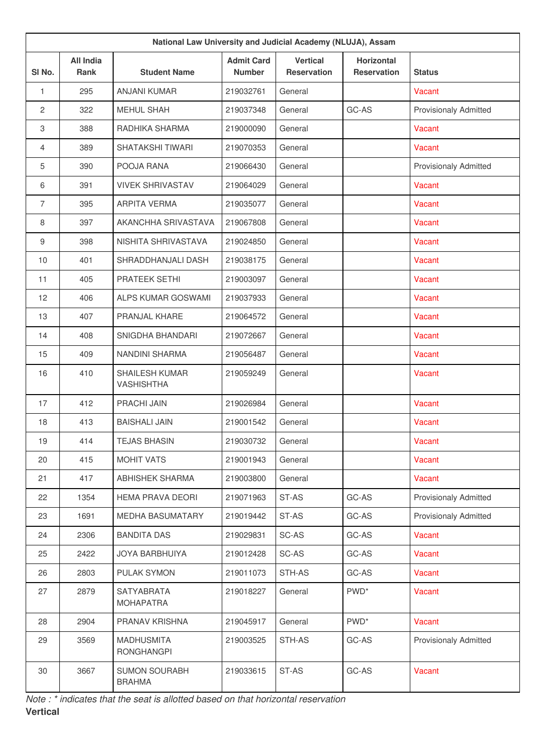| National Law University and Judicial Academy (NLUJA), Assam | | | | | | |
|---|---|---|---|---|---|---|
| Sl No. | All India Rank | Student Name | Admit Card Number | Vertical Reservation | Horizontal Reservation | Status |
| 1 | 295 | ANJANI KUMAR | 219032761 | General | | Vacant |
| 2 | 322 | MEHUL SHAH | 219037348 | General | GC-AS | Provisionaly Admitted |
| 3 | 388 | RADHIKA SHARMA | 219000090 | General | | Vacant |
| 4 | 389 | SHATAKSHI TIWARI | 219070353 | General | | Vacant |
| 5 | 390 | POOJA RANA | 219066430 | General | | Provisionaly Admitted |
| 6 | 391 | VIVEK SHRIVASTAV | 219064029 | General | | Vacant |
| 7 | 395 | ARPITA VERMA | 219035077 | General | | Vacant |
| 8 | 397 | AKANCHHA SRIVASTAVA | 219067808 | General | | Vacant |
| 9 | 398 | NISHITA SHRIVASTAVA | 219024850 | General | | Vacant |
| 10 | 401 | SHRADDHANJALI DASH | 219038175 | General | | Vacant |
| 11 | 405 | PRATEEK SETHI | 219003097 | General | | Vacant |
| 12 | 406 | ALPS KUMAR GOSWAMI | 219037933 | General | | Vacant |
| 13 | 407 | PRANJAL KHARE | 219064572 | General | | Vacant |
| 14 | 408 | SNIGDHA BHANDARI | 219072667 | General | | Vacant |
| 15 | 409 | NANDINI SHARMA | 219056487 | General | | Vacant |
| 16 | 410 | SHAILESH KUMAR VASHISHTHA | 219059249 | General | | Vacant |
| 17 | 412 | PRACHI JAIN | 219026984 | General | | Vacant |
| 18 | 413 | BAISHALI JAIN | 219001542 | General | | Vacant |
| 19 | 414 | TEJAS BHASIN | 219030732 | General | | Vacant |
| 20 | 415 | MOHIT VATS | 219001943 | General | | Vacant |
| 21 | 417 | ABHISHEK SHARMA | 219003800 | General | | Vacant |
| 22 | 1354 | HEMA PRAVA DEORI | 219071963 | ST-AS | GC-AS | Provisionaly Admitted |
| 23 | 1691 | MEDHA BASUMATARY | 219019442 | ST-AS | GC-AS | Provisionaly Admitted |
| 24 | 2306 | BANDITA DAS | 219029831 | SC-AS | GC-AS | Vacant |
| 25 | 2422 | JOYA BARBHUIYA | 219012428 | SC-AS | GC-AS | Vacant |
| 26 | 2803 | PULAK SYMON | 219011073 | STH-AS | GC-AS | Vacant |
| 27 | 2879 | SATYABRATA MOHAPATRA | 219018227 | General | PWD* | Vacant |
| 28 | 2904 | PRANAV KRISHNA | 219045917 | General | PWD* | Vacant |
| 29 | 3569 | MADHUSMITA RONGHANGPI | 219003525 | STH-AS | GC-AS | Provisionaly Admitted |
| 30 | 3667 | SUMON SOURABH BRAHMA | 219033615 | ST-AS | GC-AS | Vacant |

*Note : * indicates that the seat is allotted based on that horizontal reservation*

**Vertical**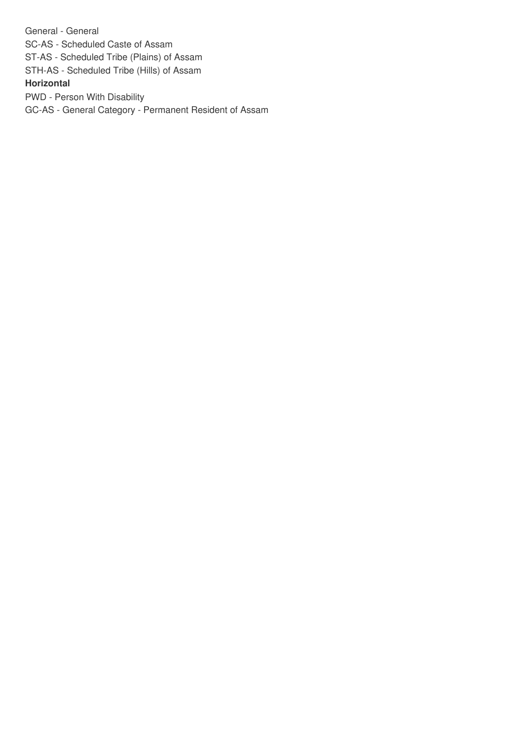General - General

SC-AS - Scheduled Caste of Assam

ST-AS - Scheduled Tribe (Plains) of Assam

STH-AS - Scheduled Tribe (Hills) of Assam

**Horizontal**

PWD - Person With Disability

GC-AS - General Category - Permanent Resident of Assam